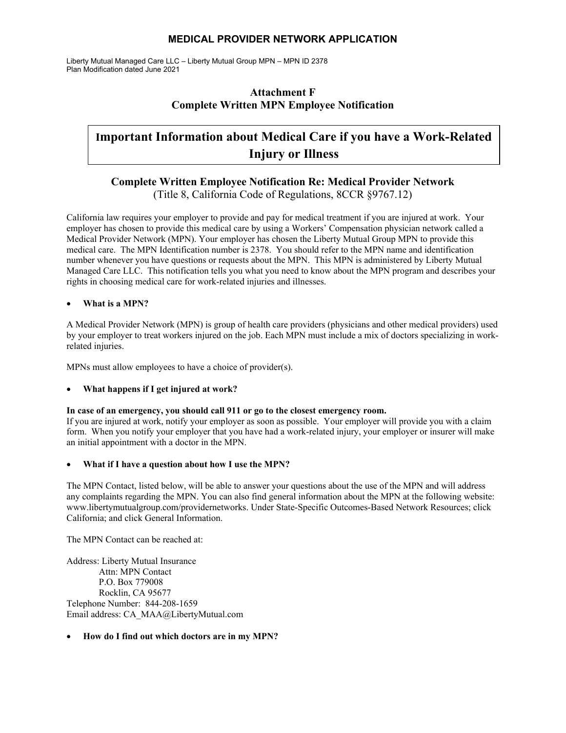**MEDICAL PROVIDER NETWORK APPLICATION**

Liberty Mutual Managed Care LLC – Liberty Mutual Group MPN – MPN ID 2378
Plan Modification dated June 2021

## Attachment F
## Complete Written MPN Employee Notification

# Important Information about Medical Care if you have a Work-Related Injury or Illness

### Complete Written Employee Notification Re: Medical Provider Network
(Title 8, California Code of Regulations, 8CCR §9767.12)

California law requires your employer to provide and pay for medical treatment if you are injured at work. Your employer has chosen to provide this medical care by using a Workers' Compensation physician network called a Medical Provider Network (MPN). Your employer has chosen the Liberty Mutual Group MPN to provide this medical care. The MPN Identification number is 2378. You should refer to the MPN name and identification number whenever you have questions or requests about the MPN. This MPN is administered by Liberty Mutual Managed Care LLC. This notification tells you what you need to know about the MPN program and describes your rights in choosing medical care for work-related injuries and illnesses.

- **What is a MPN?**

A Medical Provider Network (MPN) is group of health care providers (physicians and other medical providers) used by your employer to treat workers injured on the job. Each MPN must include a mix of doctors specializing in work-related injuries.

MPNs must allow employees to have a choice of provider(s).

- **What happens if I get injured at work?**

**In case of an emergency, you should call 911 or go to the closest emergency room.**
If you are injured at work, notify your employer as soon as possible. Your employer will provide you with a claim form. When you notify your employer that you have had a work-related injury, your employer or insurer will make an initial appointment with a doctor in the MPN.

- **What if I have a question about how I use the MPN?**

The MPN Contact, listed below, will be able to answer your questions about the use of the MPN and will address any complaints regarding the MPN. You can also find general information about the MPN at the following website: www.libertymutualgroup.com/providernetworks. Under State-Specific Outcomes-Based Network Resources; click California; and click General Information.

The MPN Contact can be reached at:

Address: Liberty Mutual Insurance
Attn: MPN Contact
P.O. Box 779008
Rocklin, CA 95677
Telephone Number: 844-208-1659
Email address: CA_MAA@LibertyMutual.com

- **How do I find out which doctors are in my MPN?**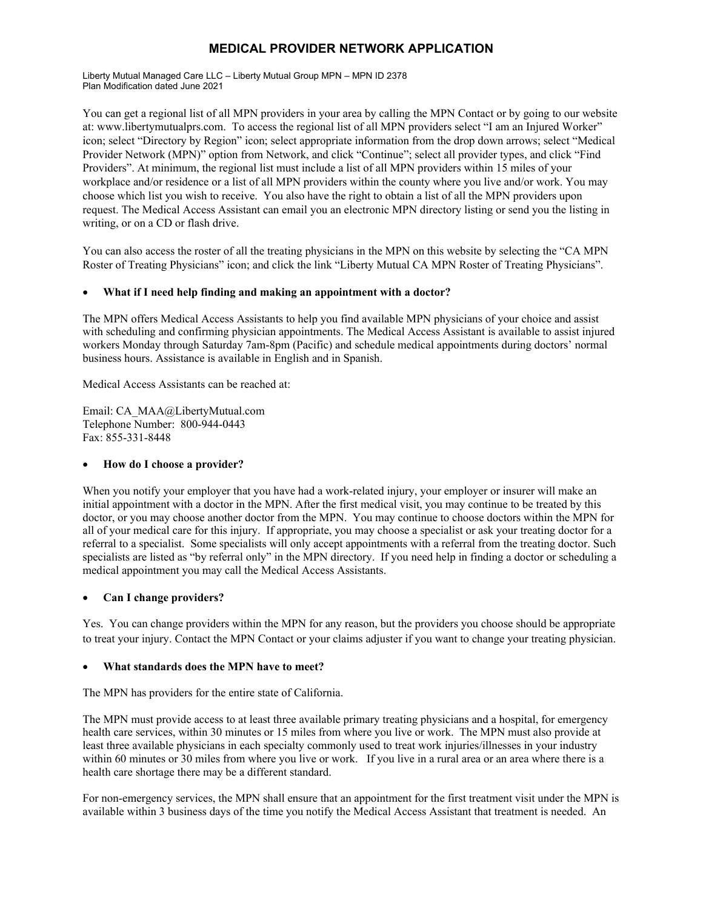# MEDICAL PROVIDER NETWORK APPLICATION

Liberty Mutual Managed Care LLC – Liberty Mutual Group MPN – MPN ID 2378
Plan Modification dated June 2021

You can get a regional list of all MPN providers in your area by calling the MPN Contact or by going to our website at: www.libertymutualprs.com. To access the regional list of all MPN providers select "I am an Injured Worker" icon; select "Directory by Region" icon; select appropriate information from the drop down arrows; select "Medical Provider Network (MPN)" option from Network, and click "Continue"; select all provider types, and click "Find Providers". At minimum, the regional list must include a list of all MPN providers within 15 miles of your workplace and/or residence or a list of all MPN providers within the county where you live and/or work. You may choose which list you wish to receive. You also have the right to obtain a list of all the MPN providers upon request. The Medical Access Assistant can email you an electronic MPN directory listing or send you the listing in writing, or on a CD or flash drive.

You can also access the roster of all the treating physicians in the MPN on this website by selecting the "CA MPN Roster of Treating Physicians" icon; and click the link "Liberty Mutual CA MPN Roster of Treating Physicians".

- **What if I need help finding and making an appointment with a doctor?**

The MPN offers Medical Access Assistants to help you find available MPN physicians of your choice and assist with scheduling and confirming physician appointments. The Medical Access Assistant is available to assist injured workers Monday through Saturday 7am-8pm (Pacific) and schedule medical appointments during doctors' normal business hours. Assistance is available in English and in Spanish.

Medical Access Assistants can be reached at:

Email: CA_MAA@LibertyMutual.com
Telephone Number: 800-944-0443
Fax: 855-331-8448

- **How do I choose a provider?**

When you notify your employer that you have had a work-related injury, your employer or insurer will make an initial appointment with a doctor in the MPN. After the first medical visit, you may continue to be treated by this doctor, or you may choose another doctor from the MPN. You may continue to choose doctors within the MPN for all of your medical care for this injury. If appropriate, you may choose a specialist or ask your treating doctor for a referral to a specialist. Some specialists will only accept appointments with a referral from the treating doctor. Such specialists are listed as "by referral only" in the MPN directory. If you need help in finding a doctor or scheduling a medical appointment you may call the Medical Access Assistants.

- **Can I change providers?**

Yes. You can change providers within the MPN for any reason, but the providers you choose should be appropriate to treat your injury. Contact the MPN Contact or your claims adjuster if you want to change your treating physician.

- **What standards does the MPN have to meet?**

The MPN has providers for the entire state of California.

The MPN must provide access to at least three available primary treating physicians and a hospital, for emergency health care services, within 30 minutes or 15 miles from where you live or work. The MPN must also provide at least three available physicians in each specialty commonly used to treat work injuries/illnesses in your industry within 60 minutes or 30 miles from where you live or work. If you live in a rural area or an area where there is a health care shortage there may be a different standard.

For non-emergency services, the MPN shall ensure that an appointment for the first treatment visit under the MPN is available within 3 business days of the time you notify the Medical Access Assistant that treatment is needed. An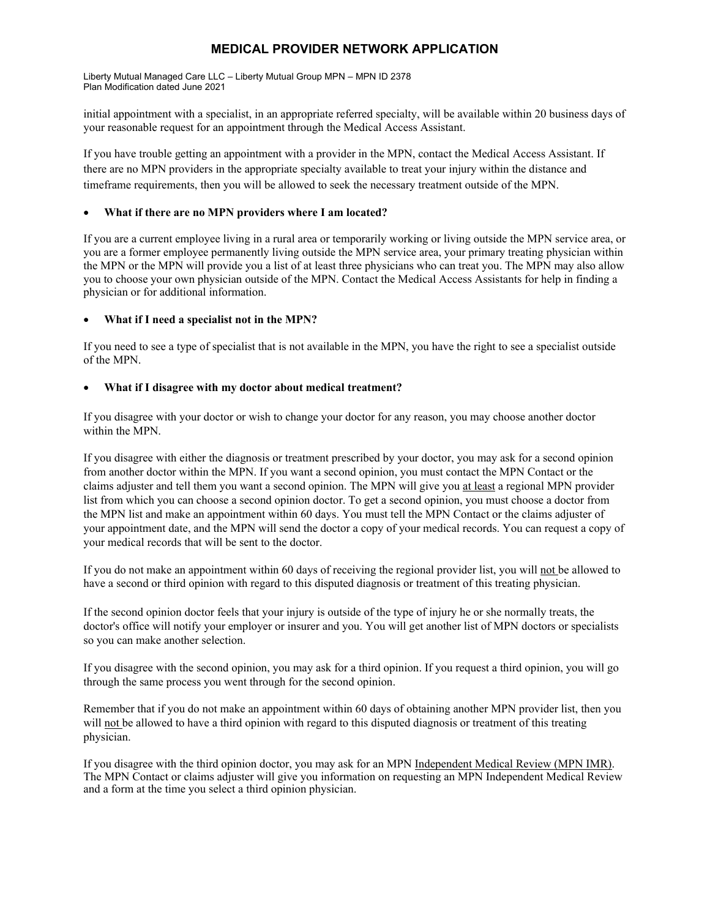initial appointment with a specialist, in an appropriate referred specialty, will be available within 20 business days of your reasonable request for an appointment through the Medical Access Assistant.

If you have trouble getting an appointment with a provider in the MPN, contact the Medical Access Assistant. If there are no MPN providers in the appropriate specialty available to treat your injury within the distance and timeframe requirements, then you will be allowed to seek the necessary treatment outside of the MPN.

- **What if there are no MPN providers where I am located?**

If you are a current employee living in a rural area or temporarily working or living outside the MPN service area, or you are a former employee permanently living outside the MPN service area, your primary treating physician within the MPN or the MPN will provide you a list of at least three physicians who can treat you. The MPN may also allow you to choose your own physician outside of the MPN. Contact the Medical Access Assistants for help in finding a physician or for additional information.

- **What if I need a specialist not in the MPN?**

If you need to see a type of specialist that is not available in the MPN, you have the right to see a specialist outside of the MPN.

- **What if I disagree with my doctor about medical treatment?**

If you disagree with your doctor or wish to change your doctor for any reason, you may choose another doctor within the MPN.

If you disagree with either the diagnosis or treatment prescribed by your doctor, you may ask for a second opinion from another doctor within the MPN. If you want a second opinion, you must contact the MPN Contact or the claims adjuster and tell them you want a second opinion. The MPN will give you <u>at least</u> a regional MPN provider list from which you can choose a second opinion doctor. To get a second opinion, you must choose a doctor from the MPN list and make an appointment within 60 days. You must tell the MPN Contact or the claims adjuster of your appointment date, and the MPN will send the doctor a copy of your medical records. You can request a copy of your medical records that will be sent to the doctor.

If you do not make an appointment within 60 days of receiving the regional provider list, you will <u>not</u> be allowed to have a second or third opinion with regard to this disputed diagnosis or treatment of this treating physician.

If the second opinion doctor feels that your injury is outside of the type of injury he or she normally treats, the doctor's office will notify your employer or insurer and you. You will get another list of MPN doctors or specialists so you can make another selection.

If you disagree with the second opinion, you may ask for a third opinion. If you request a third opinion, you will go through the same process you went through for the second opinion.

Remember that if you do not make an appointment within 60 days of obtaining another MPN provider list, then you will <u>not</u> be allowed to have a third opinion with regard to this disputed diagnosis or treatment of this treating physician.

If you disagree with the third opinion doctor, you may ask for an MPN <u>Independent Medical Review (MPN IMR)</u>. The MPN Contact or claims adjuster will give you information on requesting an MPN Independent Medical Review and a form at the time you select a third opinion physician.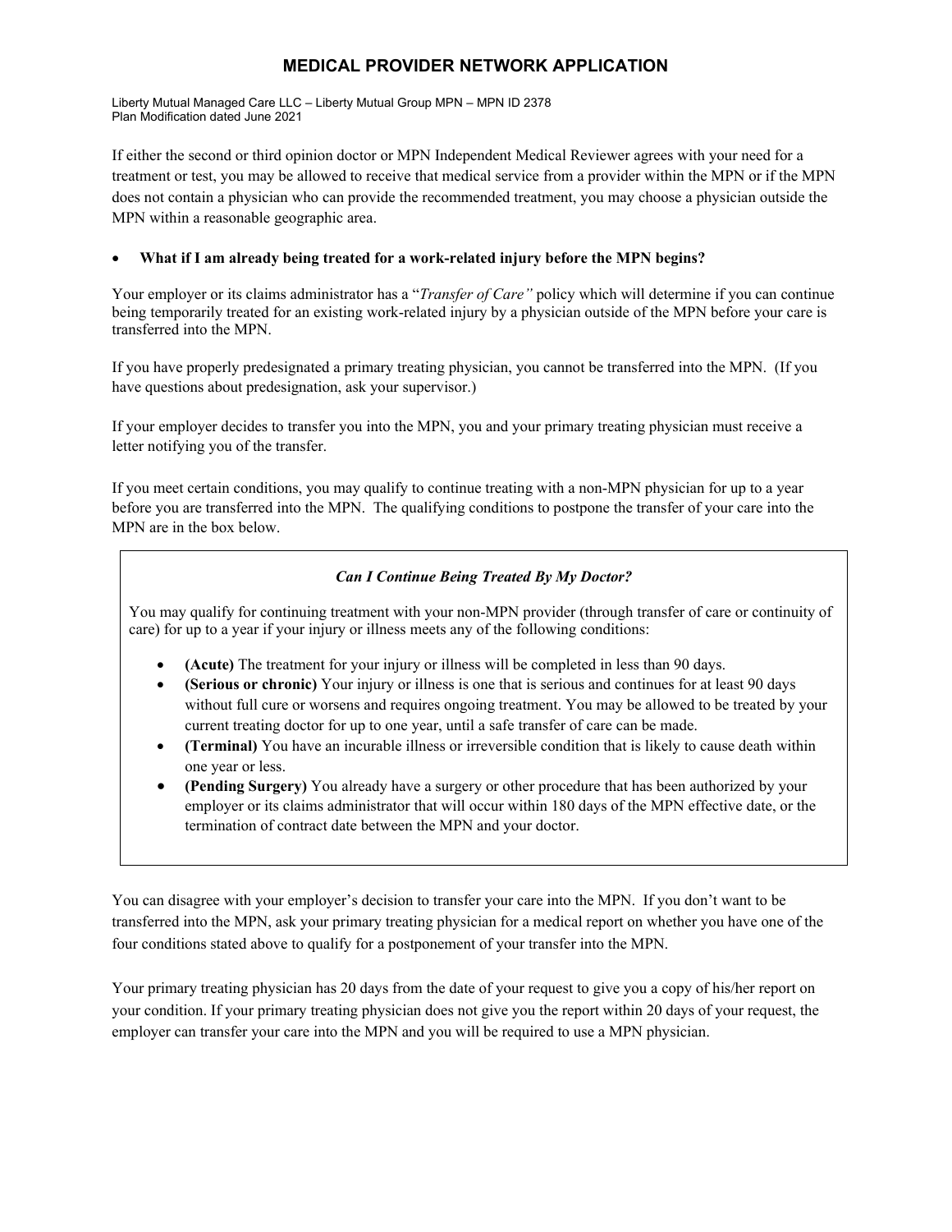If either the second or third opinion doctor or MPN Independent Medical Reviewer agrees with your need for a treatment or test, you may be allowed to receive that medical service from a provider within the MPN or if the MPN does not contain a physician who can provide the recommended treatment, you may choose a physician outside the MPN within a reasonable geographic area.

- **What if I am already being treated for a work-related injury before the MPN begins?**

Your employer or its claims administrator has a "*Transfer of Care"* policy which will determine if you can continue being temporarily treated for an existing work-related injury by a physician outside of the MPN before your care is transferred into the MPN.

If you have properly predesignated a primary treating physician, you cannot be transferred into the MPN. (If you have questions about predesignation, ask your supervisor.)

If your employer decides to transfer you into the MPN, you and your primary treating physician must receive a letter notifying you of the transfer.

If you meet certain conditions, you may qualify to continue treating with a non-MPN physician for up to a year before you are transferred into the MPN. The qualifying conditions to postpone the transfer of your care into the MPN are in the box below.

***Can I Continue Being Treated By My Doctor?***

You may qualify for continuing treatment with your non-MPN provider (through transfer of care or continuity of care) for up to a year if your injury or illness meets any of the following conditions:

- **(Acute)** The treatment for your injury or illness will be completed in less than 90 days.
- **(Serious or chronic)** Your injury or illness is one that is serious and continues for at least 90 days without full cure or worsens and requires ongoing treatment. You may be allowed to be treated by your current treating doctor for up to one year, until a safe transfer of care can be made.
- **(Terminal)** You have an incurable illness or irreversible condition that is likely to cause death within one year or less.
- **(Pending Surgery)** You already have a surgery or other procedure that has been authorized by your employer or its claims administrator that will occur within 180 days of the MPN effective date, or the termination of contract date between the MPN and your doctor.

You can disagree with your employer's decision to transfer your care into the MPN. If you don't want to be transferred into the MPN, ask your primary treating physician for a medical report on whether you have one of the four conditions stated above to qualify for a postponement of your transfer into the MPN.

Your primary treating physician has 20 days from the date of your request to give you a copy of his/her report on your condition. If your primary treating physician does not give you the report within 20 days of your request, the employer can transfer your care into the MPN and you will be required to use a MPN physician.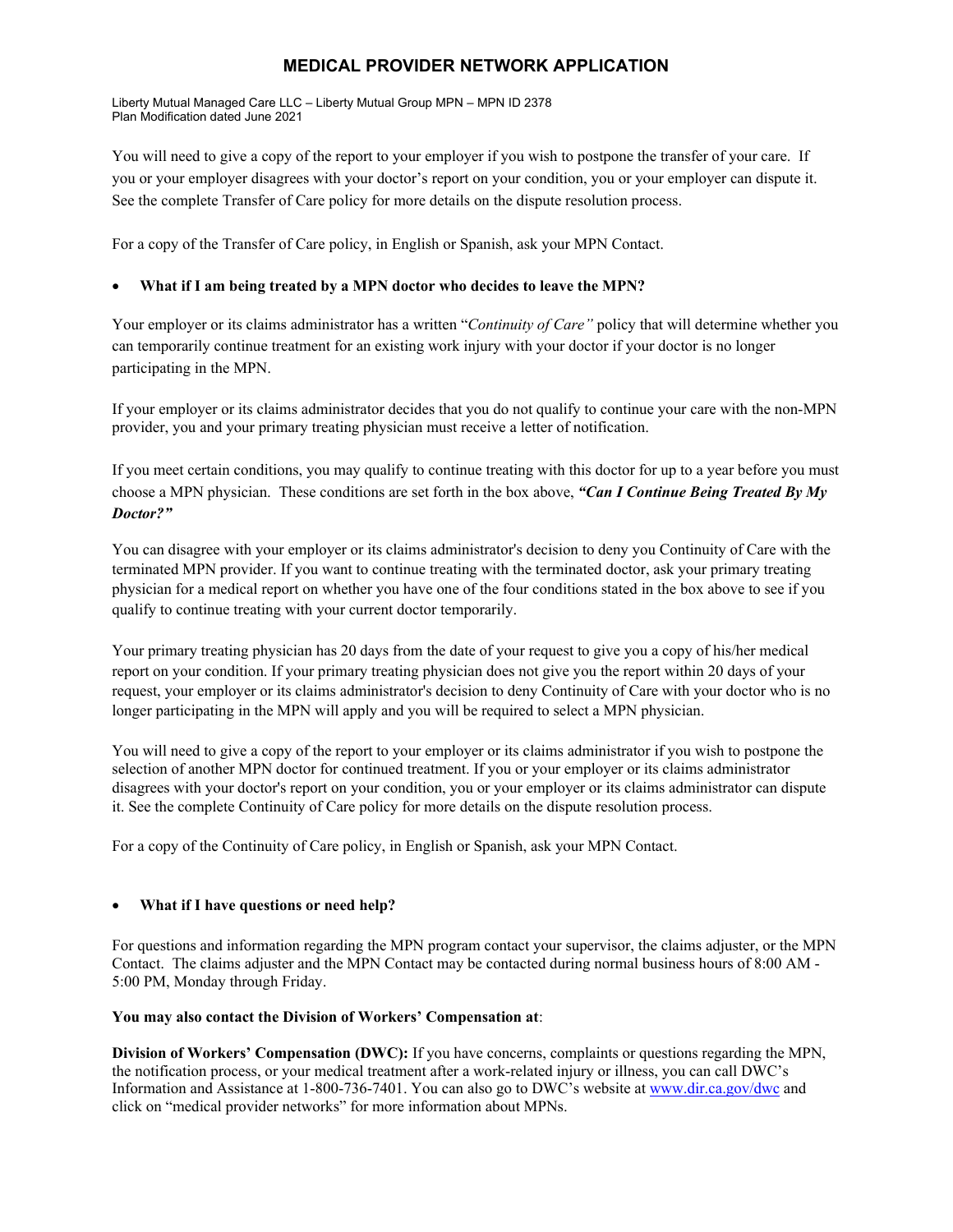You will need to give a copy of the report to your employer if you wish to postpone the transfer of your care. If you or your employer disagrees with your doctor's report on your condition, you or your employer can dispute it. See the complete Transfer of Care policy for more details on the dispute resolution process.

For a copy of the Transfer of Care policy, in English or Spanish, ask your MPN Contact.

- **What if I am being treated by a MPN doctor who decides to leave the MPN?**

Your employer or its claims administrator has a written "*Continuity of Care"* policy that will determine whether you can temporarily continue treatment for an existing work injury with your doctor if your doctor is no longer participating in the MPN.

If your employer or its claims administrator decides that you do not qualify to continue your care with the non-MPN provider, you and your primary treating physician must receive a letter of notification.

If you meet certain conditions, you may qualify to continue treating with this doctor for up to a year before you must choose a MPN physician. These conditions are set forth in the box above, ***"Can I Continue Being Treated By My Doctor?"***

You can disagree with your employer or its claims administrator's decision to deny you Continuity of Care with the terminated MPN provider. If you want to continue treating with the terminated doctor, ask your primary treating physician for a medical report on whether you have one of the four conditions stated in the box above to see if you qualify to continue treating with your current doctor temporarily.

Your primary treating physician has 20 days from the date of your request to give you a copy of his/her medical report on your condition. If your primary treating physician does not give you the report within 20 days of your request, your employer or its claims administrator's decision to deny Continuity of Care with your doctor who is no longer participating in the MPN will apply and you will be required to select a MPN physician.

You will need to give a copy of the report to your employer or its claims administrator if you wish to postpone the selection of another MPN doctor for continued treatment. If you or your employer or its claims administrator disagrees with your doctor's report on your condition, you or your employer or its claims administrator can dispute it. See the complete Continuity of Care policy for more details on the dispute resolution process.

For a copy of the Continuity of Care policy, in English or Spanish, ask your MPN Contact.

- **What if I have questions or need help?**

For questions and information regarding the MPN program contact your supervisor, the claims adjuster, or the MPN Contact. The claims adjuster and the MPN Contact may be contacted during normal business hours of 8:00 AM - 5:00 PM, Monday through Friday.

**You may also contact the Division of Workers' Compensation at**:

**Division of Workers' Compensation (DWC):** If you have concerns, complaints or questions regarding the MPN, the notification process, or your medical treatment after a work-related injury or illness, you can call DWC's Information and Assistance at 1-800-736-7401. You can also go to DWC's website at [www.dir.ca.gov/dwc](http://www.dir.ca.gov/dwc) and click on "medical provider networks" for more information about MPNs.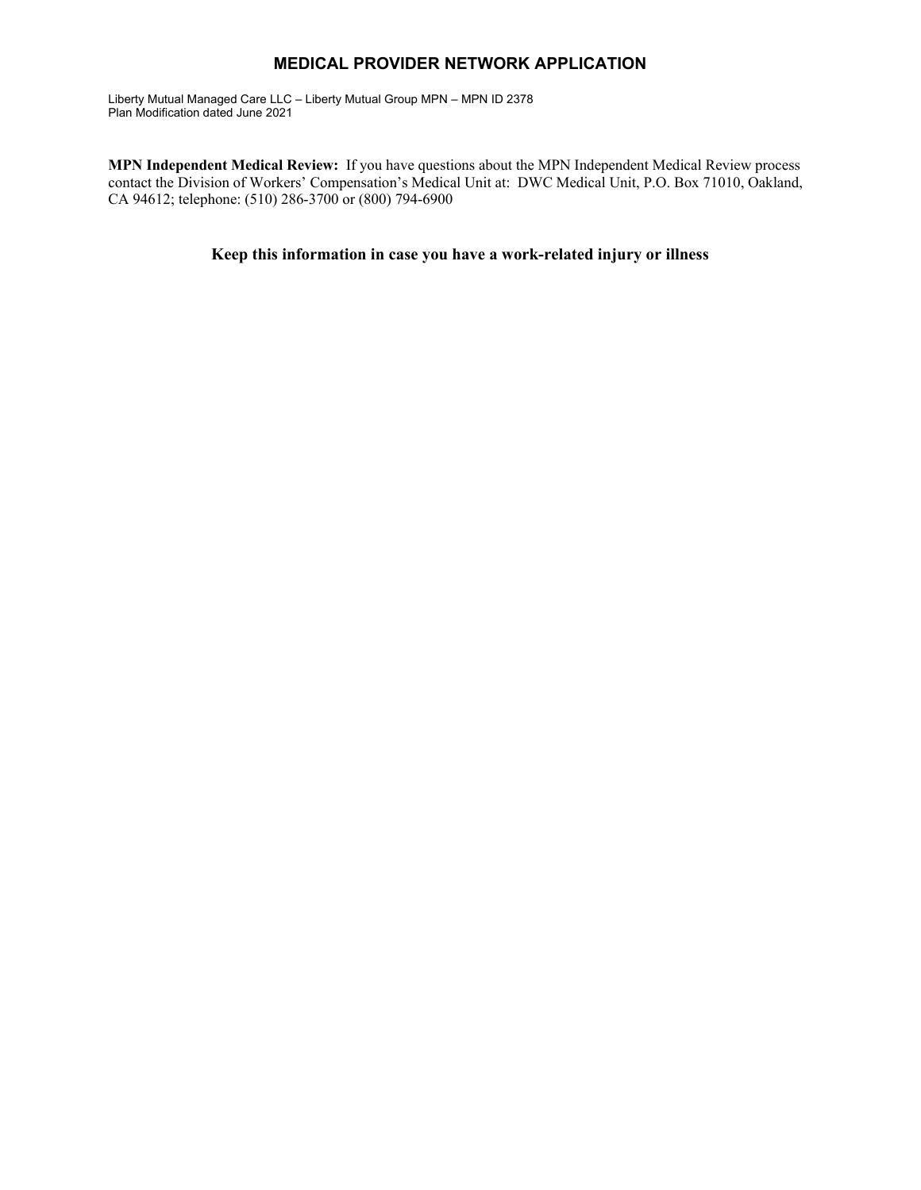## MEDICAL PROVIDER NETWORK APPLICATION

Liberty Mutual Managed Care LLC – Liberty Mutual Group MPN – MPN ID 2378
Plan Modification dated June 2021

**MPN Independent Medical Review:** If you have questions about the MPN Independent Medical Review process contact the Division of Workers' Compensation's Medical Unit at: DWC Medical Unit, P.O. Box 71010, Oakland, CA 94612; telephone: (510) 286-3700 or (800) 794-6900

**Keep this information in case you have a work-related injury or illness**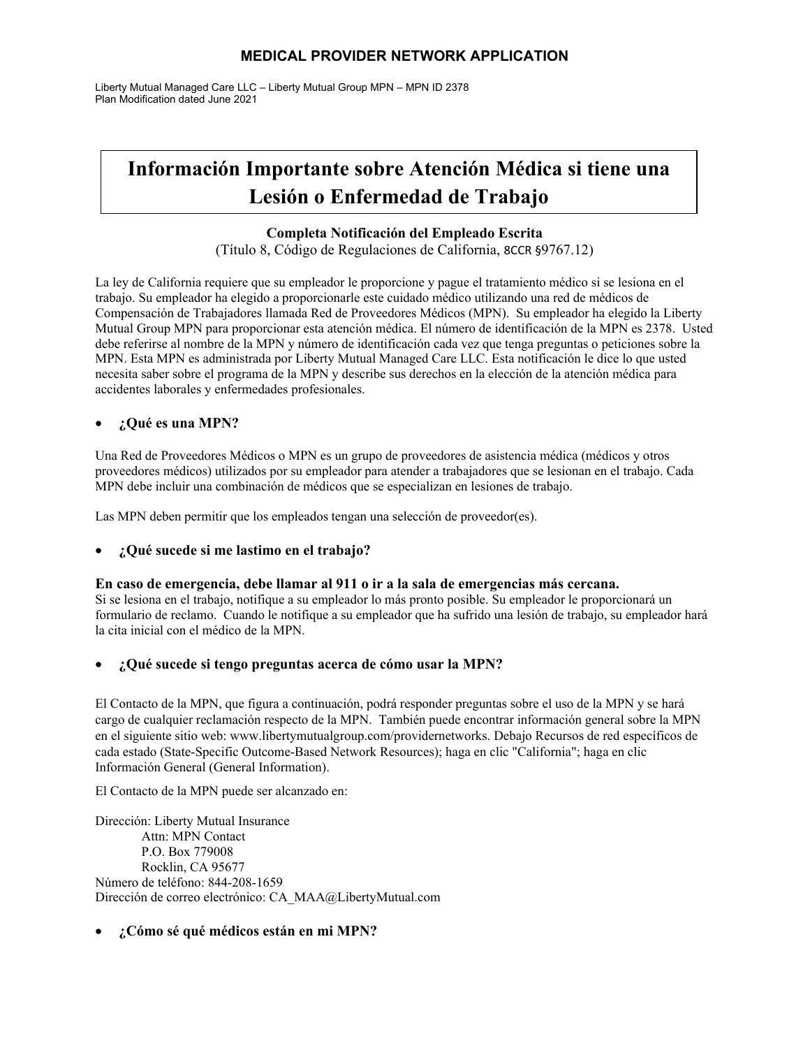**MEDICAL PROVIDER NETWORK APPLICATION**

Liberty Mutual Managed Care LLC – Liberty Mutual Group MPN – MPN ID 2378
Plan Modification dated June 2021

# Información Importante sobre Atención Médica si tiene una Lesión o Enfermedad de Trabajo

**Completa Notificación del Empleado Escrita**
(Título 8, Código de Regulaciones de California, 8CCR §9767.12)

La ley de California requiere que su empleador le proporcione y pague el tratamiento médico si se lesiona en el trabajo. Su empleador ha elegido a proporcionarle este cuidado médico utilizando una red de médicos de Compensación de Trabajadores llamada Red de Proveedores Médicos (MPN). Su empleador ha elegido la Liberty Mutual Group MPN para proporcionar esta atención médica. El número de identificación de la MPN es 2378. Usted debe referirse al nombre de la MPN y número de identificación cada vez que tenga preguntas o peticiones sobre la MPN. Esta MPN es administrada por Liberty Mutual Managed Care LLC. Esta notificación le dice lo que usted necesita saber sobre el programa de la MPN y describe sus derechos en la elección de la atención médica para accidentes laborales y enfermedades profesionales.

- **¿Qué es una MPN?**

Una Red de Proveedores Médicos o MPN es un grupo de proveedores de asistencia médica (médicos y otros proveedores médicos) utilizados por su empleador para atender a trabajadores que se lesionan en el trabajo. Cada MPN debe incluir una combinación de médicos que se especializan en lesiones de trabajo.

Las MPN deben permitir que los empleados tengan una selección de proveedor(es).

- **¿Qué sucede si me lastimo en el trabajo?**

**En caso de emergencia, debe llamar al 911 o ir a la sala de emergencias más cercana.**
Si se lesiona en el trabajo, notifique a su empleador lo más pronto posible. Su empleador le proporcionará un formulario de reclamo. Cuando le notifique a su empleador que ha sufrido una lesión de trabajo, su empleador hará la cita inicial con el médico de la MPN.

- **¿Qué sucede si tengo preguntas acerca de cómo usar la MPN?**

El Contacto de la MPN, que figura a continuación, podrá responder preguntas sobre el uso de la MPN y se hará cargo de cualquier reclamación respecto de la MPN. También puede encontrar información general sobre la MPN en el siguiente sitio web: www.libertymutualgroup.com/providernetworks. Debajo Recursos de red específicos de cada estado (State-Specific Outcome-Based Network Resources); haga en clic "California"; haga en clic Información General (General Information).

El Contacto de la MPN puede ser alcanzado en:

Dirección: Liberty Mutual Insurance
Attn: MPN Contact
P.O. Box 779008
Rocklin, CA 95677
Número de teléfono: 844-208-1659
Dirección de correo electrónico: CA_MAA@LibertyMutual.com

- **¿Cómo sé qué médicos están en mi MPN?**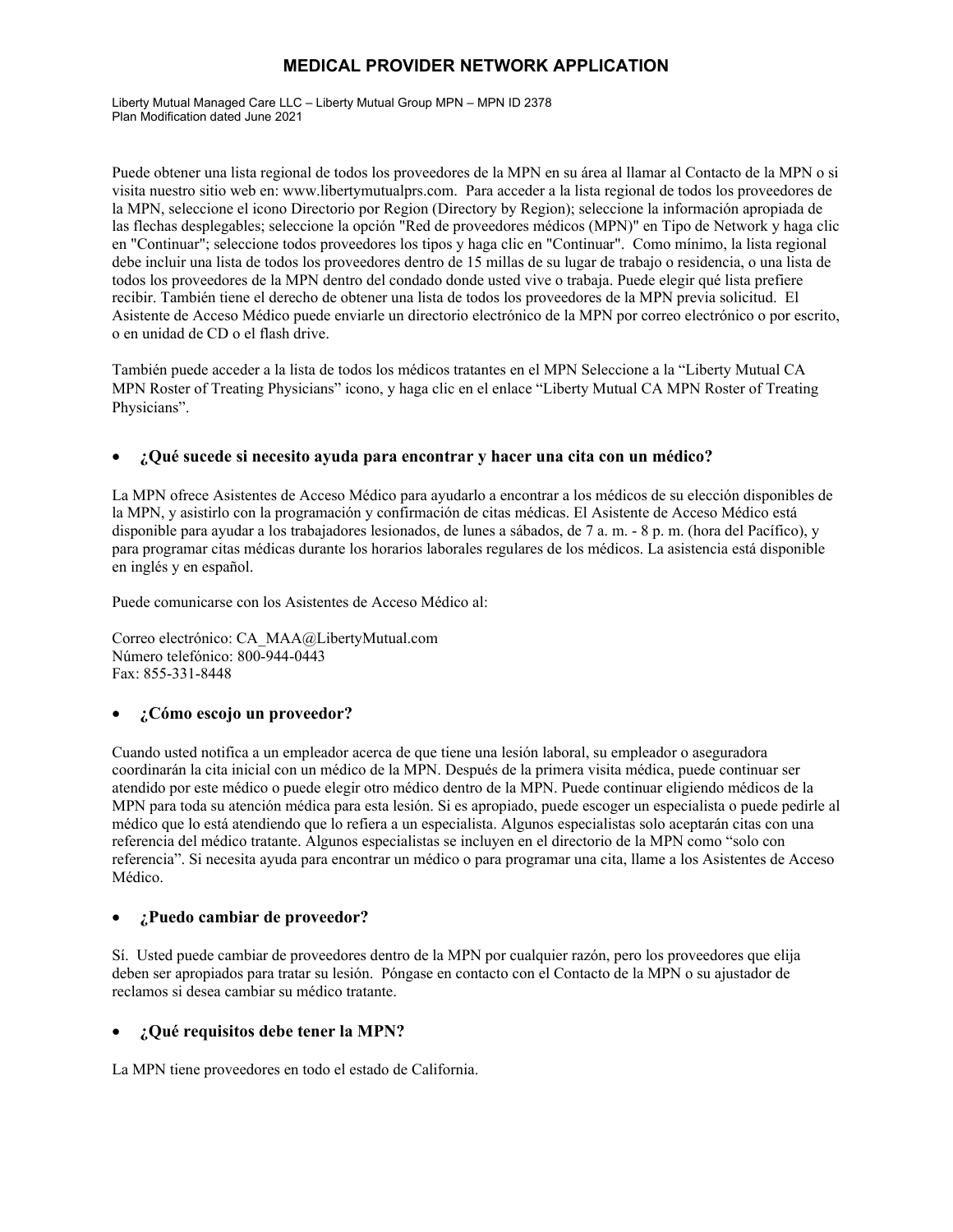Puede obtener una lista regional de todos los proveedores de la MPN en su área al llamar al Contacto de la MPN o si visita nuestro sitio web en: www.libertymutualprs.com. Para acceder a la lista regional de todos los proveedores de la MPN, seleccione el icono Directorio por Region (Directory by Region); seleccione la información apropiada de las flechas desplegables; seleccione la opción "Red de proveedores médicos (MPN)" en Tipo de Network y haga clic en "Continuar"; seleccione todos proveedores los tipos y haga clic en "Continuar". Como mínimo, la lista regional debe incluir una lista de todos los proveedores dentro de 15 millas de su lugar de trabajo o residencia, o una lista de todos los proveedores de la MPN dentro del condado donde usted vive o trabaja. Puede elegir qué lista prefiere recibir. También tiene el derecho de obtener una lista de todos los proveedores de la MPN previa solicitud. El Asistente de Acceso Médico puede enviarle un directorio electrónico de la MPN por correo electrónico o por escrito, o en unidad de CD o el flash drive.

También puede acceder a la lista de todos los médicos tratantes en el MPN Seleccione a la "Liberty Mutual CA MPN Roster of Treating Physicians" icono, y haga clic en el enlace "Liberty Mutual CA MPN Roster of Treating Physicians".

- **¿Qué sucede si necesito ayuda para encontrar y hacer una cita con un médico?**

La MPN ofrece Asistentes de Acceso Médico para ayudarlo a encontrar a los médicos de su elección disponibles de la MPN, y asistirlo con la programación y confirmación de citas médicas. El Asistente de Acceso Médico está disponible para ayudar a los trabajadores lesionados, de lunes a sábados, de 7 a. m. - 8 p. m. (hora del Pacífico), y para programar citas médicas durante los horarios laborales regulares de los médicos. La asistencia está disponible en inglés y en español.

Puede comunicarse con los Asistentes de Acceso Médico al:

Correo electrónico: CA_MAA@LibertyMutual.com
Número telefónico: 800-944-0443
Fax: 855-331-8448

- **¿Cómo escojo un proveedor?**

Cuando usted notifica a un empleador acerca de que tiene una lesión laboral, su empleador o aseguradora coordinarán la cita inicial con un médico de la MPN. Después de la primera visita médica, puede continuar ser atendido por este médico o puede elegir otro médico dentro de la MPN. Puede continuar eligiendo médicos de la MPN para toda su atención médica para esta lesión. Si es apropiado, puede escoger un especialista o puede pedirle al médico que lo está atendiendo que lo refiera a un especialista. Algunos especialistas solo aceptarán citas con una referencia del médico tratante. Algunos especialistas se incluyen en el directorio de la MPN como "solo con referencia". Si necesita ayuda para encontrar un médico o para programar una cita, llame a los Asistentes de Acceso Médico.

- **¿Puedo cambiar de proveedor?**

Sí. Usted puede cambiar de proveedores dentro de la MPN por cualquier razón, pero los proveedores que elija deben ser apropiados para tratar su lesión. Póngase en contacto con el Contacto de la MPN o su ajustador de reclamos si desea cambiar su médico tratante.

- **¿Qué requisitos debe tener la MPN?**

La MPN tiene proveedores en todo el estado de California.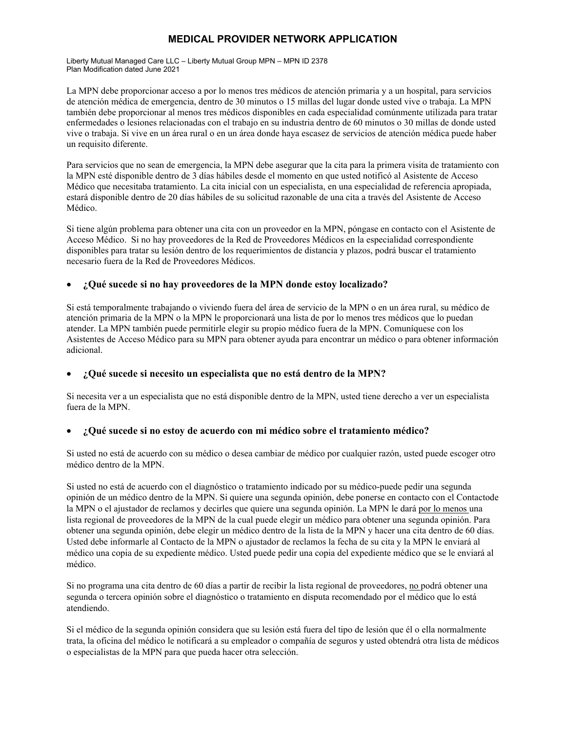# MEDICAL PROVIDER NETWORK APPLICATION

Liberty Mutual Managed Care LLC – Liberty Mutual Group MPN – MPN ID 2378
Plan Modification dated June 2021

La MPN debe proporcionar acceso a por lo menos tres médicos de atención primaria y a un hospital, para servicios de atención médica de emergencia, dentro de 30 minutos o 15 millas del lugar donde usted vive o trabaja. La MPN también debe proporcionar al menos tres médicos disponibles en cada especialidad comúnmente utilizada para tratar enfermedades o lesiones relacionadas con el trabajo en su industria dentro de 60 minutos o 30 millas de donde usted vive o trabaja. Si vive en un área rural o en un área donde haya escasez de servicios de atención médica puede haber un requisito diferente.

Para servicios que no sean de emergencia, la MPN debe asegurar que la cita para la primera visita de tratamiento con la MPN esté disponible dentro de 3 días hábiles desde el momento en que usted notificó al Asistente de Acceso Médico que necesitaba tratamiento. La cita inicial con un especialista, en una especialidad de referencia apropiada, estará disponible dentro de 20 días hábiles de su solicitud razonable de una cita a través del Asistente de Acceso Médico.

Si tiene algún problema para obtener una cita con un proveedor en la MPN, póngase en contacto con el Asistente de Acceso Médico. Si no hay proveedores de la Red de Proveedores Médicos en la especialidad correspondiente disponibles para tratar su lesión dentro de los requerimientos de distancia y plazos, podrá buscar el tratamiento necesario fuera de la Red de Proveedores Médicos.

- **¿Qué sucede si no hay proveedores de la MPN donde estoy localizado?**

Si está temporalmente trabajando o viviendo fuera del área de servicio de la MPN o en un área rural, su médico de atención primaria de la MPN o la MPN le proporcionará una lista de por lo menos tres médicos que lo puedan atender. La MPN también puede permitirle elegir su propio médico fuera de la MPN. Comuníquese con los Asistentes de Acceso Médico para su MPN para obtener ayuda para encontrar un médico o para obtener información adicional.

- **¿Qué sucede si necesito un especialista que no está dentro de la MPN?**

Si necesita ver a un especialista que no está disponible dentro de la MPN, usted tiene derecho a ver un especialista fuera de la MPN.

- **¿Qué sucede si no estoy de acuerdo con mi médico sobre el tratamiento médico?**

Si usted no está de acuerdo con su médico o desea cambiar de médico por cualquier razón, usted puede escoger otro médico dentro de la MPN.

Si usted no está de acuerdo con el diagnóstico o tratamiento indicado por su médico-puede pedir una segunda opinión de un médico dentro de la MPN. Si quiere una segunda opinión, debe ponerse en contacto con el Contactode la MPN o el ajustador de reclamos y decirles que quiere una segunda opinión. La MPN le dará por lo menos una lista regional de proveedores de la MPN de la cual puede elegir un médico para obtener una segunda opinión. Para obtener una segunda opinión, debe elegir un médico dentro de la lista de la MPN y hacer una cita dentro de 60 días. Usted debe informarle al Contacto de la MPN o ajustador de reclamos la fecha de su cita y la MPN le enviará al médico una copia de su expediente médico. Usted puede pedir una copia del expediente médico que se le enviará al médico.

Si no programa una cita dentro de 60 días a partir de recibir la lista regional de proveedores, no podrá obtener una segunda o tercera opinión sobre el diagnóstico o tratamiento en disputa recomendado por el médico que lo está atendiendo.

Si el médico de la segunda opinión considera que su lesión está fuera del tipo de lesión que él o ella normalmente trata, la oficina del médico le notificará a su empleador o compañía de seguros y usted obtendrá otra lista de médicos o especialistas de la MPN para que pueda hacer otra selección.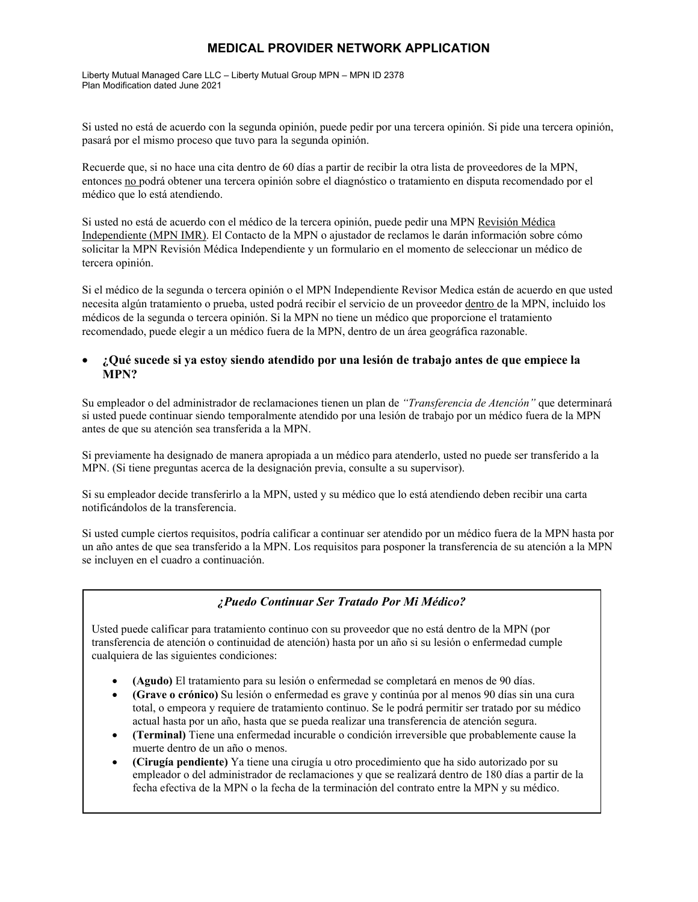Si usted no está de acuerdo con la segunda opinión, puede pedir por una tercera opinión. Si pide una tercera opinión, pasará por el mismo proceso que tuvo para la segunda opinión.

Recuerde que, si no hace una cita dentro de 60 días a partir de recibir la otra lista de proveedores de la MPN, entonces no podrá obtener una tercera opinión sobre el diagnóstico o tratamiento en disputa recomendado por el médico que lo está atendiendo.

Si usted no está de acuerdo con el médico de la tercera opinión, puede pedir una MPN Revisión Médica Independiente (MPN IMR). El Contacto de la MPN o ajustador de reclamos le darán información sobre cómo solicitar la MPN Revisión Médica Independiente y un formulario en el momento de seleccionar un médico de tercera opinión.

Si el médico de la segunda o tercera opinión o el MPN Independiente Revisor Medica están de acuerdo en que usted necesita algún tratamiento o prueba, usted podrá recibir el servicio de un proveedor dentro de la MPN, incluido los médicos de la segunda o tercera opinión. Si la MPN no tiene un médico que proporcione el tratamiento recomendado, puede elegir a un médico fuera de la MPN, dentro de un área geográfica razonable.

- **¿Qué sucede si ya estoy siendo atendido por una lesión de trabajo antes de que empiece la MPN?**

Su empleador o del administrador de reclamaciones tienen un plan de *"Transferencia de Atención"* que determinará si usted puede continuar siendo temporalmente atendido por una lesión de trabajo por un médico fuera de la MPN antes de que su atención sea transferida a la MPN.

Si previamente ha designado de manera apropiada a un médico para atenderlo, usted no puede ser transferido a la MPN. (Si tiene preguntas acerca de la designación previa, consulte a su supervisor).

Si su empleador decide transferirlo a la MPN, usted y su médico que lo está atendiendo deben recibir una carta notificándolos de la transferencia.

Si usted cumple ciertos requisitos, podría calificar a continuar ser atendido por un médico fuera de la MPN hasta por un año antes de que sea transferido a la MPN. Los requisitos para posponer la transferencia de su atención a la MPN se incluyen en el cuadro a continuación.

### *¿Puedo Continuar Ser Tratado Por Mi Médico?*

Usted puede calificar para tratamiento continuo con su proveedor que no está dentro de la MPN (por transferencia de atención o continuidad de atención) hasta por un año si su lesión o enfermedad cumple cualquiera de las siguientes condiciones:

- **(Agudo)** El tratamiento para su lesión o enfermedad se completará en menos de 90 días.
- **(Grave o crónico)** Su lesión o enfermedad es grave y continúa por al menos 90 días sin una cura total, o empeora y requiere de tratamiento continuo. Se le podrá permitir ser tratado por su médico actual hasta por un año, hasta que se pueda realizar una transferencia de atención segura.
- **(Terminal)** Tiene una enfermedad incurable o condición irreversible que probablemente cause la muerte dentro de un año o menos.
- **(Cirugía pendiente)** Ya tiene una cirugía u otro procedimiento que ha sido autorizado por su empleador o del administrador de reclamaciones y que se realizará dentro de 180 días a partir de la fecha efectiva de la MPN o la fecha de la terminación del contrato entre la MPN y su médico.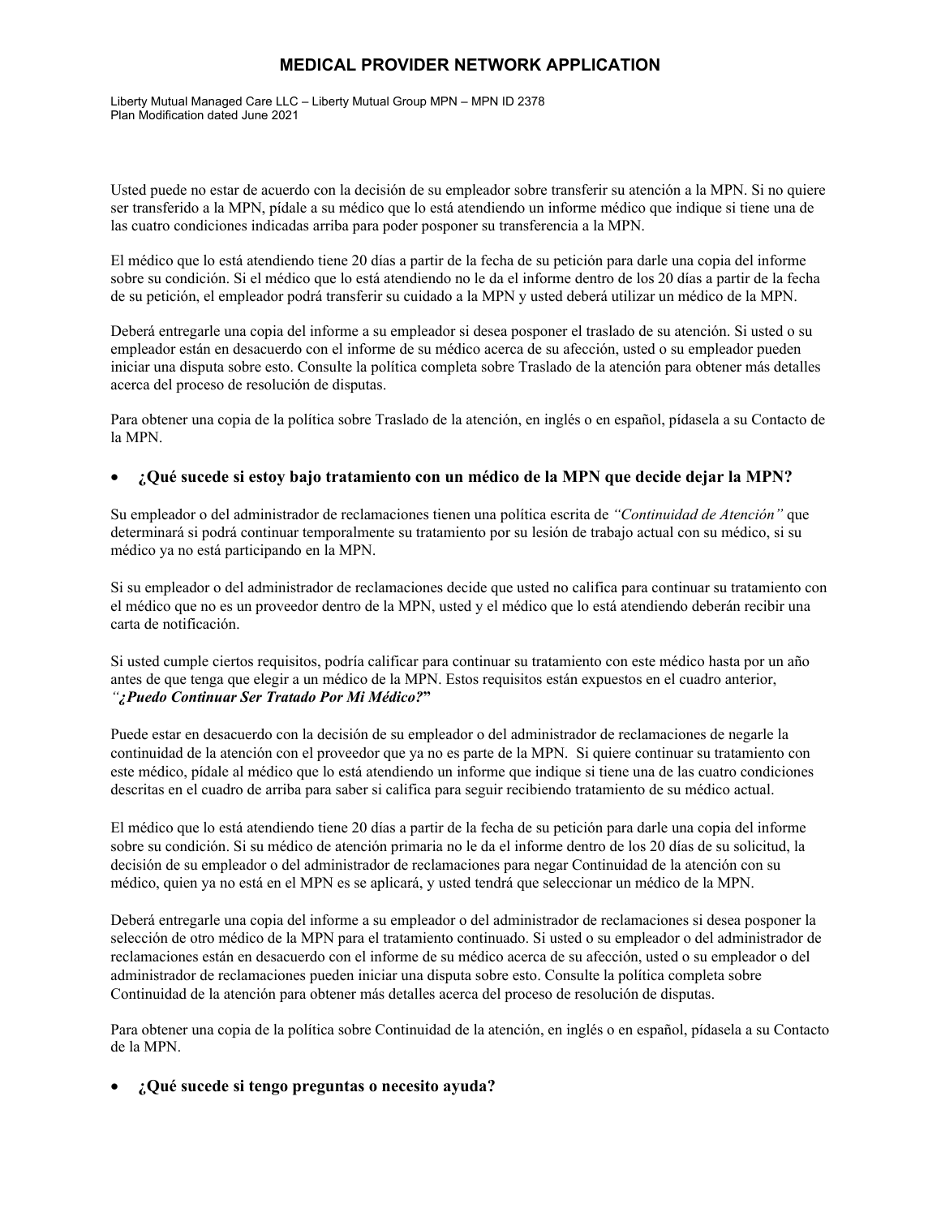Usted puede no estar de acuerdo con la decisión de su empleador sobre transferir su atención a la MPN. Si no quiere ser transferido a la MPN, pídale a su médico que lo está atendiendo un informe médico que indique si tiene una de las cuatro condiciones indicadas arriba para poder posponer su transferencia a la MPN.

El médico que lo está atendiendo tiene 20 días a partir de la fecha de su petición para darle una copia del informe sobre su condición. Si el médico que lo está atendiendo no le da el informe dentro de los 20 días a partir de la fecha de su petición, el empleador podrá transferir su cuidado a la MPN y usted deberá utilizar un médico de la MPN.

Deberá entregarle una copia del informe a su empleador si desea posponer el traslado de su atención. Si usted o su empleador están en desacuerdo con el informe de su médico acerca de su afección, usted o su empleador pueden iniciar una disputa sobre esto. Consulte la política completa sobre Traslado de la atención para obtener más detalles acerca del proceso de resolución de disputas.

Para obtener una copia de la política sobre Traslado de la atención, en inglés o en español, pídasela a su Contacto de la MPN.

- **¿Qué sucede si estoy bajo tratamiento con un médico de la MPN que decide dejar la MPN?**

Su empleador o del administrador de reclamaciones tienen una política escrita de *"Continuidad de Atención"* que determinará si podrá continuar temporalmente su tratamiento por su lesión de trabajo actual con su médico, si su médico ya no está participando en la MPN.

Si su empleador o del administrador de reclamaciones decide que usted no califica para continuar su tratamiento con el médico que no es un proveedor dentro de la MPN, usted y el médico que lo está atendiendo deberán recibir una carta de notificación.

Si usted cumple ciertos requisitos, podría calificar para continuar su tratamiento con este médico hasta por un año antes de que tenga que elegir a un médico de la MPN. Estos requisitos están expuestos en el cuadro anterior, ***"¿Puedo Continuar Ser Tratado Por Mi Médico?"***

Puede estar en desacuerdo con la decisión de su empleador o del administrador de reclamaciones de negarle la continuidad de la atención con el proveedor que ya no es parte de la MPN. Si quiere continuar su tratamiento con este médico, pídale al médico que lo está atendiendo un informe que indique si tiene una de las cuatro condiciones descritas en el cuadro de arriba para saber si califica para seguir recibiendo tratamiento de su médico actual.

El médico que lo está atendiendo tiene 20 días a partir de la fecha de su petición para darle una copia del informe sobre su condición. Si su médico de atención primaria no le da el informe dentro de los 20 días de su solicitud, la decisión de su empleador o del administrador de reclamaciones para negar Continuidad de la atención con su médico, quien ya no está en el MPN es se aplicará, y usted tendrá que seleccionar un médico de la MPN.

Deberá entregarle una copia del informe a su empleador o del administrador de reclamaciones si desea posponer la selección de otro médico de la MPN para el tratamiento continuado. Si usted o su empleador o del administrador de reclamaciones están en desacuerdo con el informe de su médico acerca de su afección, usted o su empleador o del administrador de reclamaciones pueden iniciar una disputa sobre esto. Consulte la política completa sobre Continuidad de la atención para obtener más detalles acerca del proceso de resolución de disputas.

Para obtener una copia de la política sobre Continuidad de la atención, en inglés o en español, pídasela a su Contacto de la MPN.

- **¿Qué sucede si tengo preguntas o necesito ayuda?**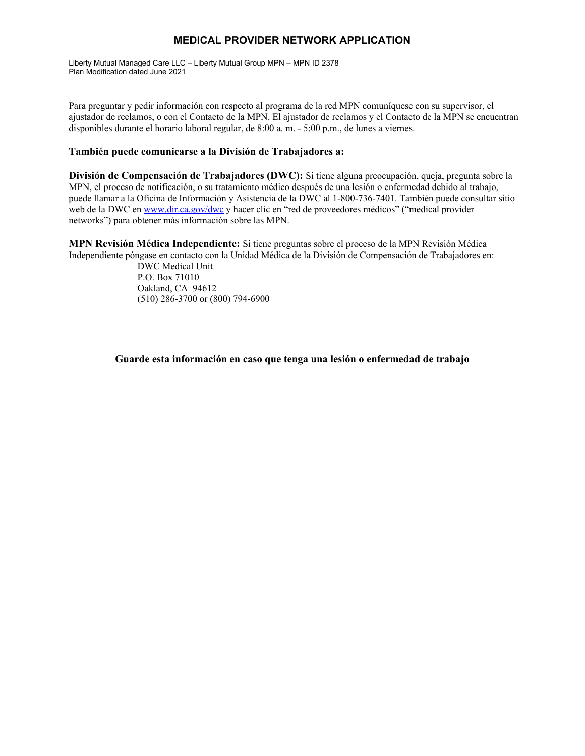# MEDICAL PROVIDER NETWORK APPLICATION

Liberty Mutual Managed Care LLC – Liberty Mutual Group MPN – MPN ID 2378
Plan Modification dated June 2021

Para preguntar y pedir información con respecto al programa de la red MPN comuníquese con su supervisor, el ajustador de reclamos, o con el Contacto de la MPN. El ajustador de reclamos y el Contacto de la MPN se encuentran disponibles durante el horario laboral regular, de 8:00 a. m. - 5:00 p.m., de lunes a viernes.

**También puede comunicarse a la División de Trabajadores a:**

**División de Compensación de Trabajadores (DWC):** Si tiene alguna preocupación, queja, pregunta sobre la MPN, el proceso de notificación, o su tratamiento médico después de una lesión o enfermedad debido al trabajo, puede llamar a la Oficina de Información y Asistencia de la DWC al 1-800-736-7401. También puede consultar sitio web de la DWC en www.dir.ca.gov/dwc y hacer clic en "red de proveedores médicos" ("medical provider networks") para obtener más información sobre las MPN.

**MPN Revisión Médica Independiente:** Si tiene preguntas sobre el proceso de la MPN Revisión Médica Independiente póngase en contacto con la Unidad Médica de la División de Compensación de Trabajadores en:

DWC Medical Unit
P.O. Box 71010
Oakland, CA 94612
(510) 286-3700 or (800) 794-6900

**Guarde esta información en caso que tenga una lesión o enfermedad de trabajo**